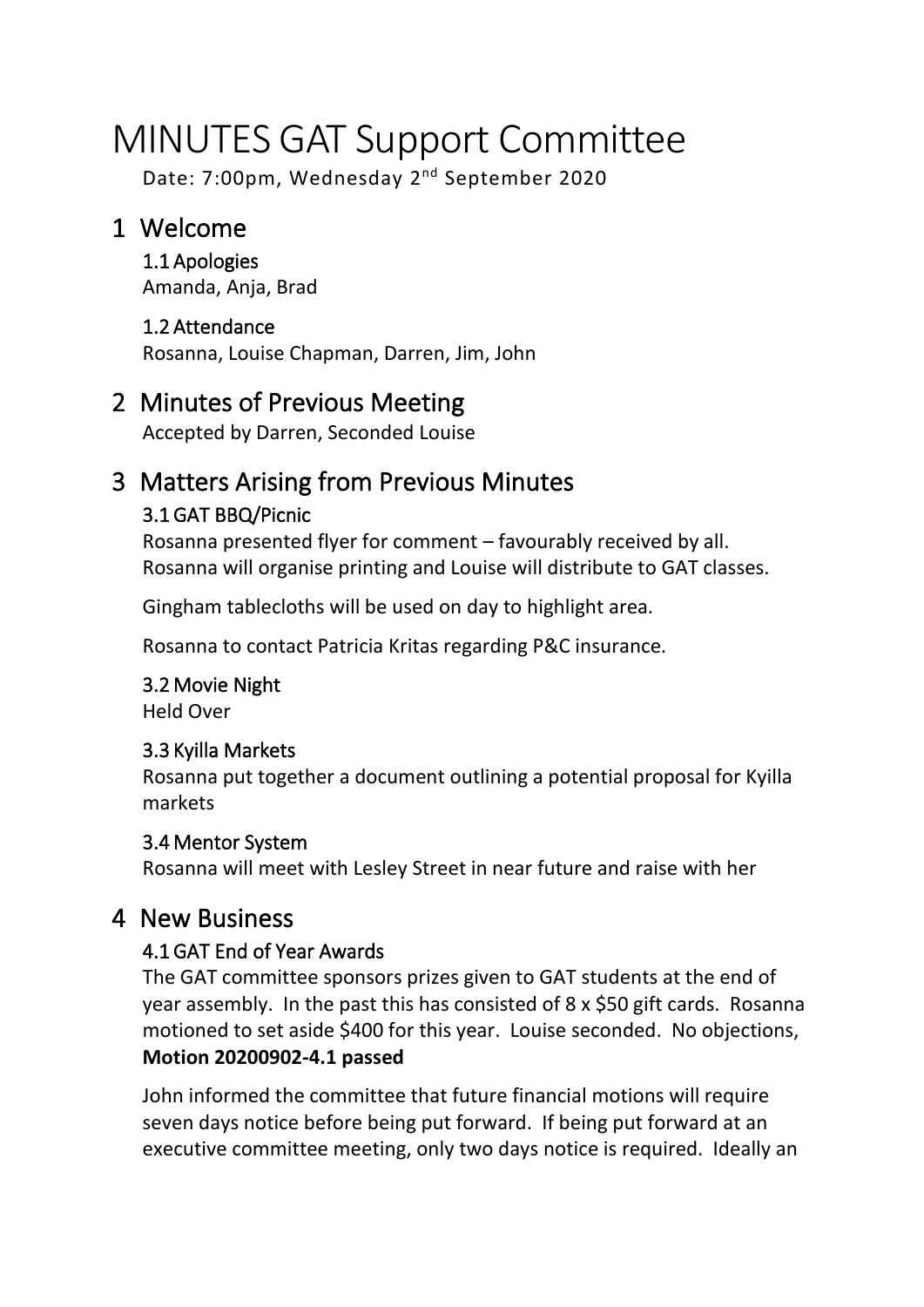# MINUTES GAT Support Committee

Date: 7:00pm, Wednesday 2nd September 2020

## 1 Welcome

### 1.1 Apologies

Amanda, Anja, Brad

### 1.2 Attendance

Rosanna, Louise Chapman, Darren, Jim, John

## 2 Minutes of Previous Meeting

Accepted by Darren, Seconded Louise

## 3 Matters Arising from Previous Minutes

### 3.1 GAT BBQ/Picnic

Rosanna presented flyer for comment – favourably received by all. Rosanna will organise printing and Louise will distribute to GAT classes.

Gingham tablecloths will be used on day to highlight area.

Rosanna to contact Patricia Kritas regarding P&C insurance.

### 3.2 Movie Night

Held Over

### 3.3 Kyilla Markets

Rosanna put together a document outlining a potential proposal for Kyilla markets

### 3.4 Mentor System

Rosanna will meet with Lesley Street in near future and raise with her

## 4 New Business

### 4.1 GAT End of Year Awards

The GAT committee sponsors prizes given to GAT students at the end of year assembly. In the past this has consisted of 8 x $50 gift cards. Rosanna motioned to set aside $400 for this year. Louise seconded. No objections, **Motion 20200902-4.1 passed**

John informed the committee that future financial motions will require seven days notice before being put forward. If being put forward at an executive committee meeting, only two days notice is required. Ideally an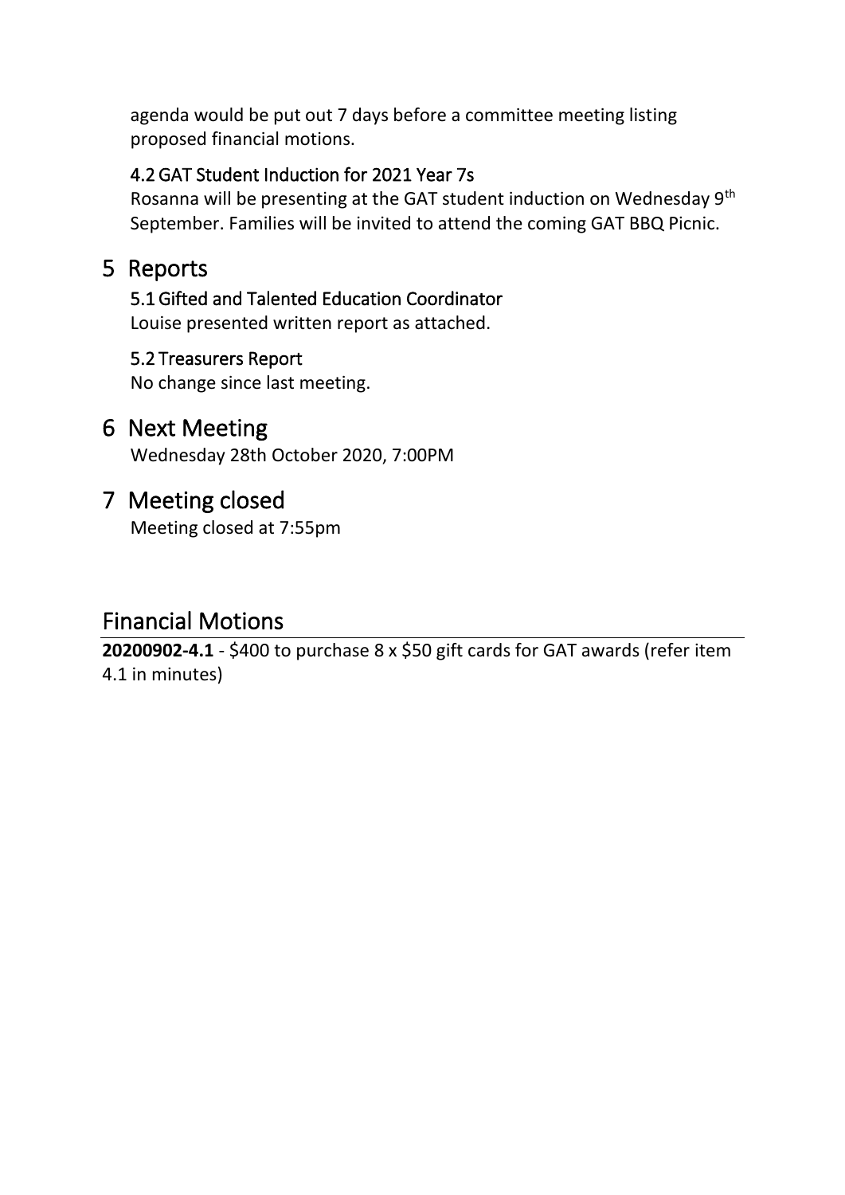agenda would be put out 7 days before a committee meeting listing proposed financial motions.

### 4.2 GAT Student Induction for 2021 Year 7s

Rosanna will be presenting at the GAT student induction on Wednesday 9th September. Families will be invited to attend the coming GAT BBQ Picnic.

# 5 Reports

### 5.1 Gifted and Talented Education Coordinator

Louise presented written report as attached.

### 5.2 Treasurers Report

No change since last meeting.

# 6 Next Meeting

Wednesday 28th October 2020, 7:00PM

# 7 Meeting closed

Meeting closed at 7:55pm

## Financial Motions

**20200902-4.1** - $400 to purchase 8 x $50 gift cards for GAT awards (refer item 4.1 in minutes)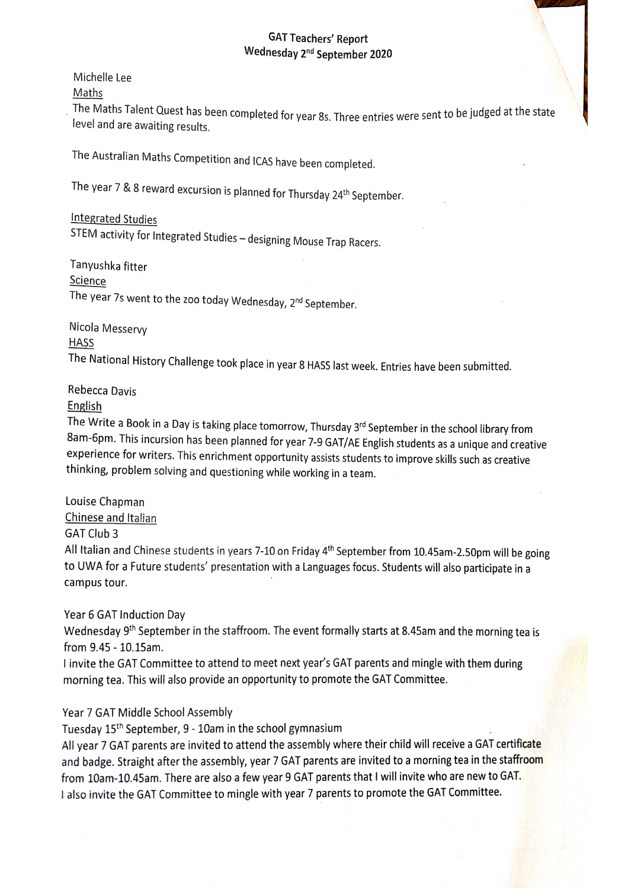# GAT Teachers' Report
## Wednesday 2nd September 2020

Michelle Lee

Maths

The Maths Talent Quest has been completed for year 8s. Three entries were sent to be judged at the state level and are awaiting results.

The Australian Maths Competition and ICAS have been completed.

The year 7 & 8 reward excursion is planned for Thursday 24th September.

Integrated Studies

STEM activity for Integrated Studies – designing Mouse Trap Racers.

Tanyushka fitter

Science

The year 7s went to the zoo today Wednesday, 2nd September.

Nicola Messervy

HASS

The National History Challenge took place in year 8 HASS last week. Entries have been submitted.

Rebecca Davis

English

The Write a Book in a Day is taking place tomorrow, Thursday 3rd September in the school library from 8am-6pm. This incursion has been planned for year 7-9 GAT/AE English students as a unique and creative experience for writers. This enrichment opportunity assists students to improve skills such as creative thinking, problem solving and questioning while working in a team.

Louise Chapman

Chinese and Italian

GAT Club 3

All Italian and Chinese students in years 7-10 on Friday 4th September from 10.45am-2.50pm will be going to UWA for a Future students' presentation with a Languages focus. Students will also participate in a campus tour.

Year 6 GAT Induction Day

Wednesday 9th September in the staffroom. The event formally starts at 8.45am and the morning tea is from 9.45 - 10.15am.

I invite the GAT Committee to attend to meet next year's GAT parents and mingle with them during morning tea. This will also provide an opportunity to promote the GAT Committee.

Year 7 GAT Middle School Assembly

Tuesday 15th September, 9 - 10am in the school gymnasium

All year 7 GAT parents are invited to attend the assembly where their child will receive a GAT certificate and badge. Straight after the assembly, year 7 GAT parents are invited to a morning tea in the staffroom from 10am-10.45am. There are also a few year 9 GAT parents that I will invite who are new to GAT.

I also invite the GAT Committee to mingle with year 7 parents to promote the GAT Committee.